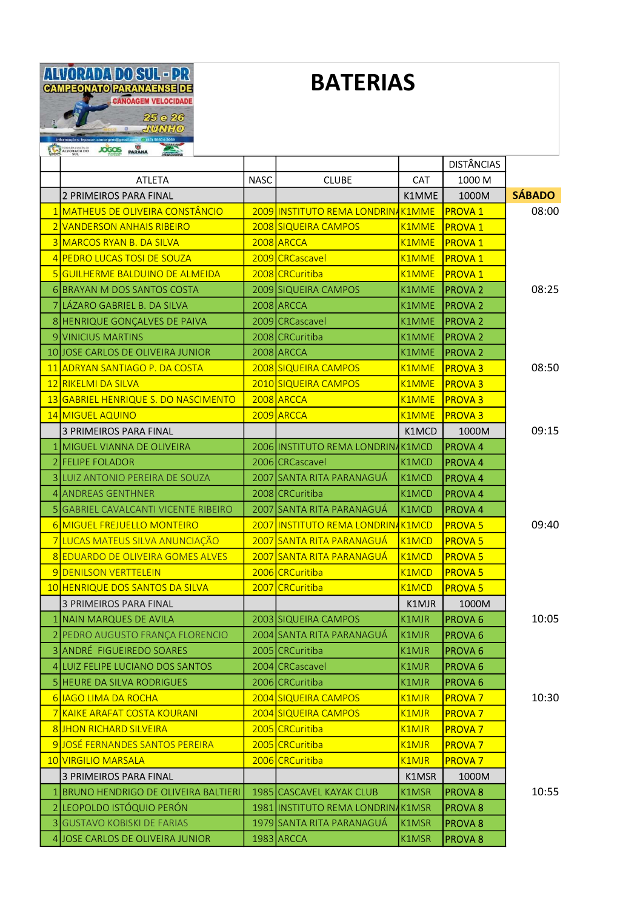# BATERIAS

ALVORADA DO SUL - PR
CAMPEONATO PARANAENSE DE CANOAGEM VELOCIDADE
25 e 26 JUNHO

| | ATLETA | NASC | CLUBE | CAT | DISTÂNCIAS 1000 M | |
|---|---|---|---|---|---|---|
| | 2 PRIMEIROS PARA FINAL | | | K1MME | 1000M | **SÁBADO** |
| 1 | MATHEUS DE OLIVEIRA CONSTÂNCIO | 2009 | INSTITUTO REMA LONDRINA | K1MME | PROVA 1 | 08:00 |
| 2 | VANDERSON ANHAIS RIBEIRO | 2008 | SIQUEIRA CAMPOS | K1MME | PROVA 1 | |
| 3 | MARCOS RYAN B. DA SILVA | 2008 | ARCCA | K1MME | PROVA 1 | |
| 4 | PEDRO LUCAS TOSI DE SOUZA | 2009 | CRCascavel | K1MME | PROVA 1 | |
| 5 | GUILHERME BALDUINO DE ALMEIDA | 2008 | CRCuritiba | K1MME | PROVA 1 | |
| 6 | BRAYAN M DOS SANTOS COSTA | 2009 | SIQUEIRA CAMPOS | K1MME | PROVA 2 | 08:25 |
| 7 | LÁZARO GABRIEL B. DA SILVA | 2008 | ARCCA | K1MME | PROVA 2 | |
| 8 | HENRIQUE GONÇALVES DE PAIVA | 2009 | CRCascavel | K1MME | PROVA 2 | |
| 9 | VINICIUS MARTINS | 2008 | CRCuritiba | K1MME | PROVA 2 | |
| 10 | JOSE CARLOS DE OLIVEIRA JUNIOR | 2008 | ARCCA | K1MME | PROVA 2 | |
| 11 | ADRYAN SANTIAGO P. DA COSTA | 2008 | SIQUEIRA CAMPOS | K1MME | PROVA 3 | 08:50 |
| 12 | RIKELMI DA SILVA | 2010 | SIQUEIRA CAMPOS | K1MME | PROVA 3 | |
| 13 | GABRIEL HENRIQUE S. DO NASCIMENTO | 2008 | ARCCA | K1MME | PROVA 3 | |
| 14 | MIGUEL AQUINO | 2009 | ARCCA | K1MME | PROVA 3 | |
| | 3 PRIMEIROS PARA FINAL | | | K1MCD | 1000M | 09:15 |
| 1 | MIGUEL VIANNA DE OLIVEIRA | 2006 | INSTITUTO REMA LONDRINA | K1MCD | PROVA 4 | |
| 2 | FELIPE FOLADOR | 2006 | CRCascavel | K1MCD | PROVA 4 | |
| 3 | LUIZ ANTONIO PEREIRA DE SOUZA | 2007 | SANTA RITA PARANAGUÁ | K1MCD | PROVA 4 | |
| 4 | ANDREAS GENTHNER | 2008 | CRCuritiba | K1MCD | PROVA 4 | |
| 5 | GABRIEL CAVALCANTI VICENTE RIBEIRO | 2007 | SANTA RITA PARANAGUÁ | K1MCD | PROVA 4 | |
| 6 | MIGUEL FREJUELLO MONTEIRO | 2007 | INSTITUTO REMA LONDRINA | K1MCD | PROVA 5 | 09:40 |
| 7 | LUCAS MATEUS SILVA ANUNCIAÇÃO | 2007 | SANTA RITA PARANAGUÁ | K1MCD | PROVA 5 | |
| 8 | EDUARDO DE OLIVEIRA GOMES ALVES | 2007 | SANTA RITA PARANAGUÁ | K1MCD | PROVA 5 | |
| 9 | DENILSON VERTTELEIN | 2006 | CRCuritiba | K1MCD | PROVA 5 | |
| 10 | HENRIQUE DOS SANTOS DA SILVA | 2007 | CRCuritiba | K1MCD | PROVA 5 | |
| | 3 PRIMEIROS PARA FINAL | | | K1MJR | 1000M | |
| 1 | NAIN MARQUES DE AVILA | 2003 | SIQUEIRA CAMPOS | K1MJR | PROVA 6 | 10:05 |
| 2 | PEDRO AUGUSTO FRANÇA FLORENCIO | 2004 | SANTA RITA PARANAGUÁ | K1MJR | PROVA 6 | |
| 3 | ANDRÉ FIGUEIREDO SOARES | 2005 | CRCuritiba | K1MJR | PROVA 6 | |
| 4 | LUIZ FELIPE LUCIANO DOS SANTOS | 2004 | CRCascavel | K1MJR | PROVA 6 | |
| 5 | HEURE DA SILVA RODRIGUES | 2006 | CRCuritiba | K1MJR | PROVA 6 | |
| 6 | IAGO LIMA DA ROCHA | 2004 | SIQUEIRA CAMPOS | K1MJR | PROVA 7 | 10:30 |
| 7 | KAIKE ARAFAT COSTA KOURANI | 2004 | SIQUEIRA CAMPOS | K1MJR | PROVA 7 | |
| 8 | JHON RICHARD SILVEIRA | 2005 | CRCuritiba | K1MJR | PROVA 7 | |
| 9 | JOSÉ FERNANDES SANTOS PEREIRA | 2005 | CRCuritiba | K1MJR | PROVA 7 | |
| 10 | VIRGILIO MARSALA | 2006 | CRCuritiba | K1MJR | PROVA 7 | |
| | 3 PRIMEIROS PARA FINAL | | | K1MSR | 1000M | |
| 1 | BRUNO HENDRIGO DE OLIVEIRA BALTIERI | 1985 | CASCAVEL KAYAK CLUB | K1MSR | PROVA 8 | 10:55 |
| 2 | LEOPOLDO ISTÓQUIO PERÓN | 1981 | INSTITUTO REMA LONDRINA | K1MSR | PROVA 8 | |
| 3 | GUSTAVO KOBISKI DE FARIAS | 1979 | SANTA RITA PARANAGUÁ | K1MSR | PROVA 8 | |
| 4 | JOSE CARLOS DE OLIVEIRA JUNIOR | 1983 | ARCCA | K1MSR | PROVA 8 | |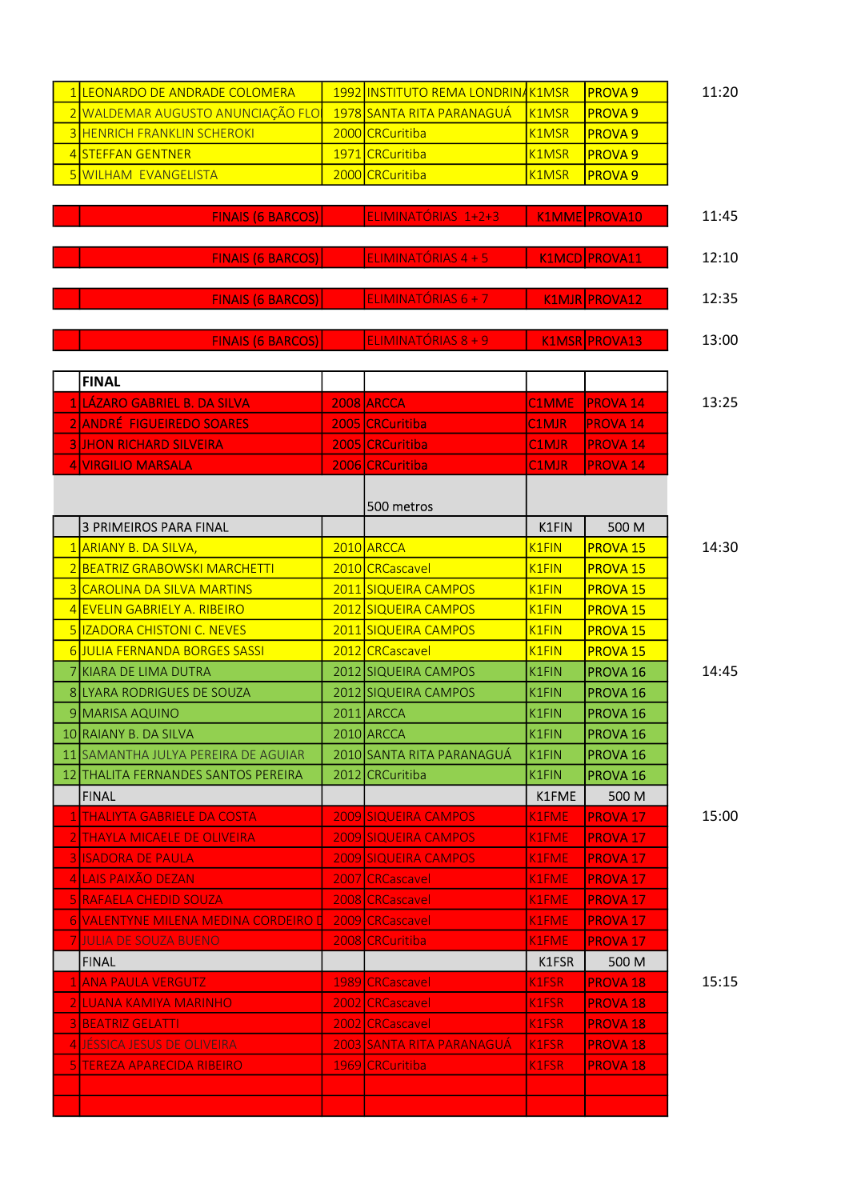| # | Nome | Ano | Clube | Categoria | Prova | Horário |
|---|---|---|---|---|---|---|
| 1 | LEONARDO DE ANDRADE COLOMERA | 1992 | INSTITUTO REMA LONDRINA | K1MSR | PROVA 9 | 11:20 |
| 2 | WALDEMAR AUGUSTO ANUNCIAÇÃO FLO | 1978 | SANTA RITA PARANAGUÁ | K1MSR | PROVA 9 | |
| 3 | HENRICH FRANKLIN SCHEROKI | 2000 | CRCuritiba | K1MSR | PROVA 9 | |
| 4 | STEFFAN GENTNER | 1971 | CRCuritiba | K1MSR | PROVA 9 | |
| 5 | WILHAM EVANGELISTA | 2000 | CRCuritiba | K1MSR | PROVA 9 | |
| | | | | | | |
| | FINAIS (6 BARCOS) | | ELIMINATÓRIAS 1+2+3 | K1MME | PROVA10 | 11:45 |
| | | | | | | |
| | FINAIS (6 BARCOS) | | ELIMINATÓRIAS 4 + 5 | K1MCD | PROVA11 | 12:10 |
| | | | | | | |
| | FINAIS (6 BARCOS) | | ELIMINATÓRIAS 6 + 7 | K1MJR | PROVA12 | 12:35 |
| | | | | | | |
| | FINAIS (6 BARCOS) | | ELIMINATÓRIAS 8 + 9 | K1MSR | PROVA13 | 13:00 |
| | | | | | | |
| | FINAL | | | | | |
| 1 | LÁZARO GABRIEL B. DA SILVA | 2008 | ARCCA | C1MME | PROVA 14 | 13:25 |
| 2 | ANDRÉ FIGUEIREDO SOARES | 2005 | CRCuritiba | C1MJR | PROVA 14 | |
| 3 | JHON RICHARD SILVEIRA | 2005 | CRCuritiba | C1MJR | PROVA 14 | |
| 4 | VIRGILIO MARSALA | 2006 | CRCuritiba | C1MJR | PROVA 14 | |
| | | | 500 metros | | | |
| | 3 PRIMEIROS PARA FINAL | | | K1FIN | 500 M | |
| 1 | ARIANY B. DA SILVA, | 2010 | ARCCA | K1FIN | PROVA 15 | 14:30 |
| 2 | BEATRIZ GRABOWSKI MARCHETTI | 2010 | CRCascavel | K1FIN | PROVA 15 | |
| 3 | CAROLINA DA SILVA MARTINS | 2011 | SIQUEIRA CAMPOS | K1FIN | PROVA 15 | |
| 4 | EVELIN GABRIELY A. RIBEIRO | 2012 | SIQUEIRA CAMPOS | K1FIN | PROVA 15 | |
| 5 | IZADORA CHISTONI C. NEVES | 2011 | SIQUEIRA CAMPOS | K1FIN | PROVA 15 | |
| 6 | JULIA FERNANDA BORGES SASSI | 2012 | CRCascavel | K1FIN | PROVA 15 | |
| 7 | KIARA DE LIMA DUTRA | 2012 | SIQUEIRA CAMPOS | K1FIN | PROVA 16 | 14:45 |
| 8 | LYARA RODRIGUES DE SOUZA | 2012 | SIQUEIRA CAMPOS | K1FIN | PROVA 16 | |
| 9 | MARISA AQUINO | 2011 | ARCCA | K1FIN | PROVA 16 | |
| 10 | RAIANY B. DA SILVA | 2010 | ARCCA | K1FIN | PROVA 16 | |
| 11 | SAMANTHA JULYA PEREIRA DE AGUIAR | 2010 | SANTA RITA PARANAGUÁ | K1FIN | PROVA 16 | |
| 12 | THALITA FERNANDES SANTOS PEREIRA | 2012 | CRCuritiba | K1FIN | PROVA 16 | |
| | FINAL | | | K1FME | 500 M | |
| 1 | THALIYTA GABRIELE DA COSTA | 2009 | SIQUEIRA CAMPOS | K1FME | PROVA 17 | 15:00 |
| 2 | THAYLA MICAELE DE OLIVEIRA | 2009 | SIQUEIRA CAMPOS | K1FME | PROVA 17 | |
| 3 | ISADORA DE PAULA | 2009 | SIQUEIRA CAMPOS | K1FME | PROVA 17 | |
| 4 | LAIS PAIXÃO DEZAN | 2007 | CRCascavel | K1FME | PROVA 17 | |
| 5 | RAFAELA CHEDID SOUZA | 2008 | CRCascavel | K1FME | PROVA 17 | |
| 6 | VALENTYNE MILENA MEDINA CORDEIRO D | 2009 | CRCascavel | K1FME | PROVA 17 | |
| 7 | JULIA DE SOUZA BUENO | 2008 | CRCuritiba | K1FME | PROVA 17 | |
| | FINAL | | | K1FSR | 500 M | |
| 1 | ANA PAULA VERGUTZ | 1989 | CRCascavel | K1FSR | PROVA 18 | 15:15 |
| 2 | LUANA KAMIYA MARINHO | 2002 | CRCascavel | K1FSR | PROVA 18 | |
| 3 | BEATRIZ GELATTI | 2002 | CRCascavel | K1FSR | PROVA 18 | |
| 4 | JÉSSICA JESUS DE OLIVEIRA | 2003 | SANTA RITA PARANAGUÁ | K1FSR | PROVA 18 | |
| 5 | TEREZA APARECIDA RIBEIRO | 1969 | CRCuritiba | K1FSR | PROVA 18 | |
| | | | | | | |
| | | | | | | |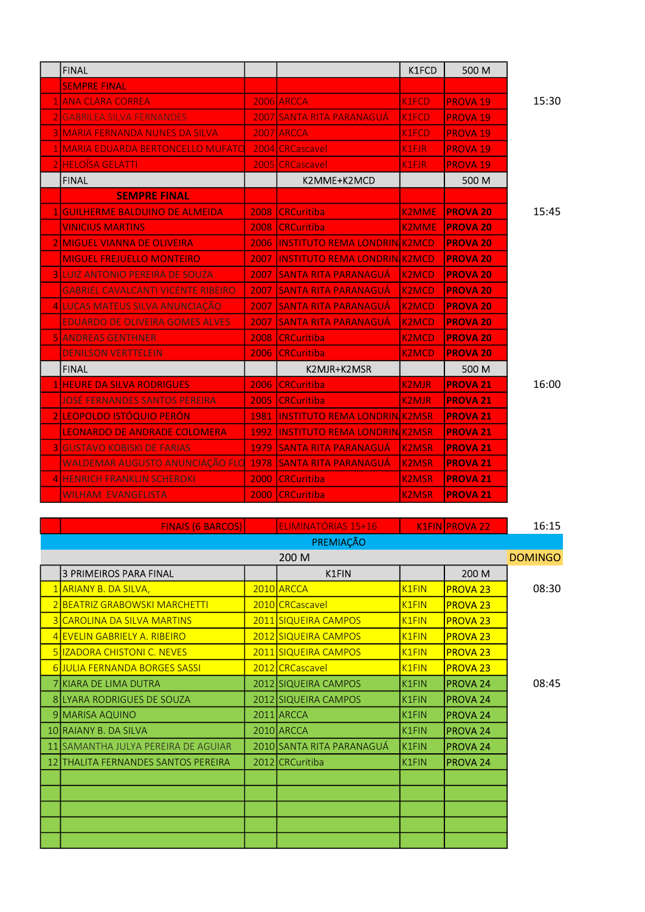| | | | | | | |
|---|---|---|---|---|---|---|
| | FINAL | | | K1FCD | 500 M | |
| | SEMPRE FINAL | | | | | |
| 1 | ANA CLARA CORREA | 2006 | ARCCA | K1FCD | PROVA 19 | 15:30 |
| 2 | GABRILEA SILVA FERNANDES | 2007 | SANTA RITA PARANAGUÁ | K1FCD | PROVA 19 | |
| 3 | MARIA FERNANDA NUNES DA SILVA | 2007 | ARCCA | K1FCD | PROVA 19 | |
| 1 | MARIA EDUARDA BERTONCELLO MUFATO | 2004 | CRCascavel | K1FJR | PROVA 19 | |
| 2 | HELOÍSA GELATTI | 2005 | CRCascavel | K1FJR | PROVA 19 | |
| | FINAL | | K2MME+K2MCD | | 500 M | |
| | **SEMPRE FINAL** | | | | | |
| 1 | GUILHERME BALDUINO DE ALMEIDA | 2008 | CRCuritiba | K2MME | **PROVA 20** | 15:45 |
| | VINICIUS MARTINS | 2008 | CRCuritiba | K2MME | **PROVA 20** | |
| 2 | MIGUEL VIANNA DE OLIVEIRA | 2006 | INSTITUTO REMA LONDRIN | K2MCD | **PROVA 20** | |
| | MIGUEL FREJUELLO MONTEIRO | 2007 | INSTITUTO REMA LONDRIN | K2MCD | **PROVA 20** | |
| 3 | LUIZ ANTONIO PEREIRA DE SOUZA | 2007 | SANTA RITA PARANAGUÁ | K2MCD | **PROVA 20** | |
| | GABRIEL CAVALCANTI VICENTE RIBEIRO | 2007 | SANTA RITA PARANAGUÁ | K2MCD | **PROVA 20** | |
| 4 | LUCAS MATEUS SILVA ANUNCIAÇÃO | 2007 | SANTA RITA PARANAGUÁ | K2MCD | **PROVA 20** | |
| | EDUARDO DE OLIVEIRA GOMES ALVES | 2007 | SANTA RITA PARANAGUÁ | K2MCD | **PROVA 20** | |
| 5 | ANDREAS GENTHNER | 2008 | CRCuritiba | K2MCD | **PROVA 20** | |
| | DENILSON VERTTELEIN | 2006 | CRCuritiba | K2MCD | **PROVA 20** | |
| | FINAL | | K2MJR+K2MSR | | 500 M | |
| 1 | HEURE DA SILVA RODRIGUES | 2006 | CRCuritiba | K2MJR | **PROVA 21** | 16:00 |
| | JOSÉ FERNANDES SANTOS PEREIRA | 2005 | CRCuritiba | K2MJR | **PROVA 21** | |
| 2 | LEOPOLDO ISTÓQUIO PERÓN | 1981 | INSTITUTO REMA LONDRIN | K2MSR | **PROVA 21** | |
| | LEONARDO DE ANDRADE COLOMERA | 1992 | INSTITUTO REMA LONDRIN | K2MSR | **PROVA 21** | |
| 3 | GUSTAVO KOBISKI DE FARIAS | 1979 | SANTA RITA PARANAGUÁ | K2MSR | **PROVA 21** | |
| | WALDEMAR AUGUSTO ANUNCIAÇÃO FLO | 1978 | SANTA RITA PARANAGUÁ | K2MSR | **PROVA 21** | |
| 4 | HENRICH FRANKLIN SCHEROKI | 2000 | CRCuritiba | K2MSR | **PROVA 21** | |
| | WILHAM EVANGELISTA | 2000 | CRCuritiba | K2MSR | **PROVA 21** | |

| | | | | | | |
|---|---|---|---|---|---|---|
| | FINAIS (6 BARCOS) | | ELIMINATÓRIAS 15+16 | K1FIN | PROVA 22 | 16:15 |
| | | | PREMIAÇÃO | | | |
| | | | 200 M | | | DOMINGO |
| | 3 PRIMEIROS PARA FINAL | | K1FIN | | 200 M | |
| 1 | ARIANY B. DA SILVA, | 2010 | ARCCA | K1FIN | PROVA 23 | 08:30 |
| 2 | BEATRIZ GRABOWSKI MARCHETTI | 2010 | CRCascavel | K1FIN | PROVA 23 | |
| 3 | CAROLINA DA SILVA MARTINS | 2011 | SIQUEIRA CAMPOS | K1FIN | PROVA 23 | |
| 4 | EVELIN GABRIELY A. RIBEIRO | 2012 | SIQUEIRA CAMPOS | K1FIN | PROVA 23 | |
| 5 | IZADORA CHISTONI C. NEVES | 2011 | SIQUEIRA CAMPOS | K1FIN | PROVA 23 | |
| 6 | JULIA FERNANDA BORGES SASSI | 2012 | CRCascavel | K1FIN | PROVA 23 | |
| 7 | KIARA DE LIMA DUTRA | 2012 | SIQUEIRA CAMPOS | K1FIN | PROVA 24 | 08:45 |
| 8 | LYARA RODRIGUES DE SOUZA | 2012 | SIQUEIRA CAMPOS | K1FIN | PROVA 24 | |
| 9 | MARISA AQUINO | 2011 | ARCCA | K1FIN | PROVA 24 | |
| 10 | RAIANY B. DA SILVA | 2010 | ARCCA | K1FIN | PROVA 24 | |
| 11 | SAMANTHA JULYA PEREIRA DE AGUIAR | 2010 | SANTA RITA PARANAGUÁ | K1FIN | PROVA 24 | |
| 12 | THALITA FERNANDES SANTOS PEREIRA | 2012 | CRCuritiba | K1FIN | PROVA 24 | |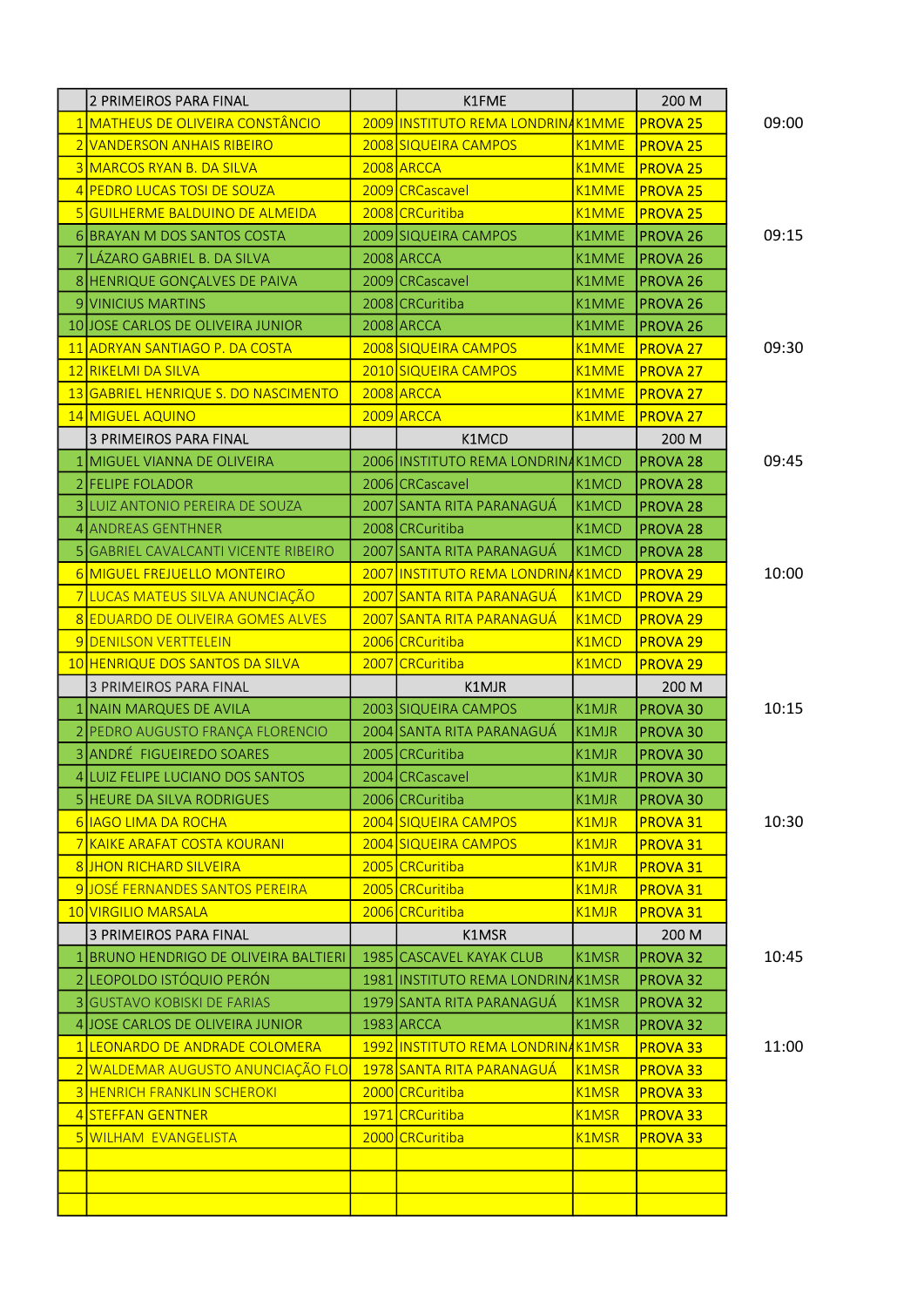|  | 2 PRIMEIROS PARA FINAL |  | K1FME |  | 200 M |  |
|---|---|---|---|---|---|---|
| 1 | MATHEUS DE OLIVEIRA CONSTÂNCIO | 2009 | INSTITUTO REMA LONDRINA | K1MME | PROVA 25 | 09:00 |
| 2 | VANDERSON ANHAIS RIBEIRO | 2008 | SIQUEIRA CAMPOS | K1MME | PROVA 25 |  |
| 3 | MARCOS RYAN B. DA SILVA | 2008 | ARCCA | K1MME | PROVA 25 |  |
| 4 | PEDRO LUCAS TOSI DE SOUZA | 2009 | CRCascavel | K1MME | PROVA 25 |  |
| 5 | GUILHERME BALDUINO DE ALMEIDA | 2008 | CRCuritiba | K1MME | PROVA 25 |  |
| 6 | BRAYAN M DOS SANTOS COSTA | 2009 | SIQUEIRA CAMPOS | K1MME | PROVA 26 | 09:15 |
| 7 | LÁZARO GABRIEL B. DA SILVA | 2008 | ARCCA | K1MME | PROVA 26 |  |
| 8 | HENRIQUE GONÇALVES DE PAIVA | 2009 | CRCascavel | K1MME | PROVA 26 |  |
| 9 | VINICIUS MARTINS | 2008 | CRCuritiba | K1MME | PROVA 26 |  |
| 10 | JOSE CARLOS DE OLIVEIRA JUNIOR | 2008 | ARCCA | K1MME | PROVA 26 |  |
| 11 | ADRYAN SANTIAGO P. DA COSTA | 2008 | SIQUEIRA CAMPOS | K1MME | PROVA 27 | 09:30 |
| 12 | RIKELMI DA SILVA | 2010 | SIQUEIRA CAMPOS | K1MME | PROVA 27 |  |
| 13 | GABRIEL HENRIQUE S. DO NASCIMENTO | 2008 | ARCCA | K1MME | PROVA 27 |  |
| 14 | MIGUEL AQUINO | 2009 | ARCCA | K1MME | PROVA 27 |  |
|  | 3 PRIMEIROS PARA FINAL |  | K1MCD |  | 200 M |  |
| 1 | MIGUEL VIANNA DE OLIVEIRA | 2006 | INSTITUTO REMA LONDRINA | K1MCD | PROVA 28 | 09:45 |
| 2 | FELIPE FOLADOR | 2006 | CRCascavel | K1MCD | PROVA 28 |  |
| 3 | LUIZ ANTONIO PEREIRA DE SOUZA | 2007 | SANTA RITA PARANAGUÁ | K1MCD | PROVA 28 |  |
| 4 | ANDREAS GENTHNER | 2008 | CRCuritiba | K1MCD | PROVA 28 |  |
| 5 | GABRIEL CAVALCANTI VICENTE RIBEIRO | 2007 | SANTA RITA PARANAGUÁ | K1MCD | PROVA 28 |  |
| 6 | MIGUEL FREJUELLO MONTEIRO | 2007 | INSTITUTO REMA LONDRINA | K1MCD | PROVA 29 | 10:00 |
| 7 | LUCAS MATEUS SILVA ANUNCIAÇÃO | 2007 | SANTA RITA PARANAGUÁ | K1MCD | PROVA 29 |  |
| 8 | EDUARDO DE OLIVEIRA GOMES ALVES | 2007 | SANTA RITA PARANAGUÁ | K1MCD | PROVA 29 |  |
| 9 | DENILSON VERTTELEIN | 2006 | CRCuritiba | K1MCD | PROVA 29 |  |
| 10 | HENRIQUE DOS SANTOS DA SILVA | 2007 | CRCuritiba | K1MCD | PROVA 29 |  |
|  | 3 PRIMEIROS PARA FINAL |  | K1MJR |  | 200 M |  |
| 1 | NAIN MARQUES DE AVILA | 2003 | SIQUEIRA CAMPOS | K1MJR | PROVA 30 | 10:15 |
| 2 | PEDRO AUGUSTO FRANÇA FLORENCIO | 2004 | SANTA RITA PARANAGUÁ | K1MJR | PROVA 30 |  |
| 3 | ANDRÉ FIGUEIREDO SOARES | 2005 | CRCuritiba | K1MJR | PROVA 30 |  |
| 4 | LUIZ FELIPE LUCIANO DOS SANTOS | 2004 | CRCascavel | K1MJR | PROVA 30 |  |
| 5 | HEURE DA SILVA RODRIGUES | 2006 | CRCuritiba | K1MJR | PROVA 30 |  |
| 6 | IAGO LIMA DA ROCHA | 2004 | SIQUEIRA CAMPOS | K1MJR | PROVA 31 | 10:30 |
| 7 | KAIKE ARAFAT COSTA KOURANI | 2004 | SIQUEIRA CAMPOS | K1MJR | PROVA 31 |  |
| 8 | JHON RICHARD SILVEIRA | 2005 | CRCuritiba | K1MJR | PROVA 31 |  |
| 9 | JOSÉ FERNANDES SANTOS PEREIRA | 2005 | CRCuritiba | K1MJR | PROVA 31 |  |
| 10 | VIRGILIO MARSALA | 2006 | CRCuritiba | K1MJR | PROVA 31 |  |
|  | 3 PRIMEIROS PARA FINAL |  | K1MSR |  | 200 M |  |
| 1 | BRUNO HENDRIGO DE OLIVEIRA BALTIERI | 1985 | CASCAVEL KAYAK CLUB | K1MSR | PROVA 32 | 10:45 |
| 2 | LEOPOLDO ISTÓQUIO PERÓN | 1981 | INSTITUTO REMA LONDRINA | K1MSR | PROVA 32 |  |
| 3 | GUSTAVO KOBISKI DE FARIAS | 1979 | SANTA RITA PARANAGUÁ | K1MSR | PROVA 32 |  |
| 4 | JOSE CARLOS DE OLIVEIRA JUNIOR | 1983 | ARCCA | K1MSR | PROVA 32 |  |
| 1 | LEONARDO DE ANDRADE COLOMERA | 1992 | INSTITUTO REMA LONDRINA | K1MSR | PROVA 33 | 11:00 |
| 2 | WALDEMAR AUGUSTO ANUNCIAÇÃO FLO | 1978 | SANTA RITA PARANAGUÁ | K1MSR | PROVA 33 |  |
| 3 | HENRICH FRANKLIN SCHEROKI | 2000 | CRCuritiba | K1MSR | PROVA 33 |  |
| 4 | STEFFAN GENTNER | 1971 | CRCuritiba | K1MSR | PROVA 33 |  |
| 5 | WILHAM EVANGELISTA | 2000 | CRCuritiba | K1MSR | PROVA 33 |  |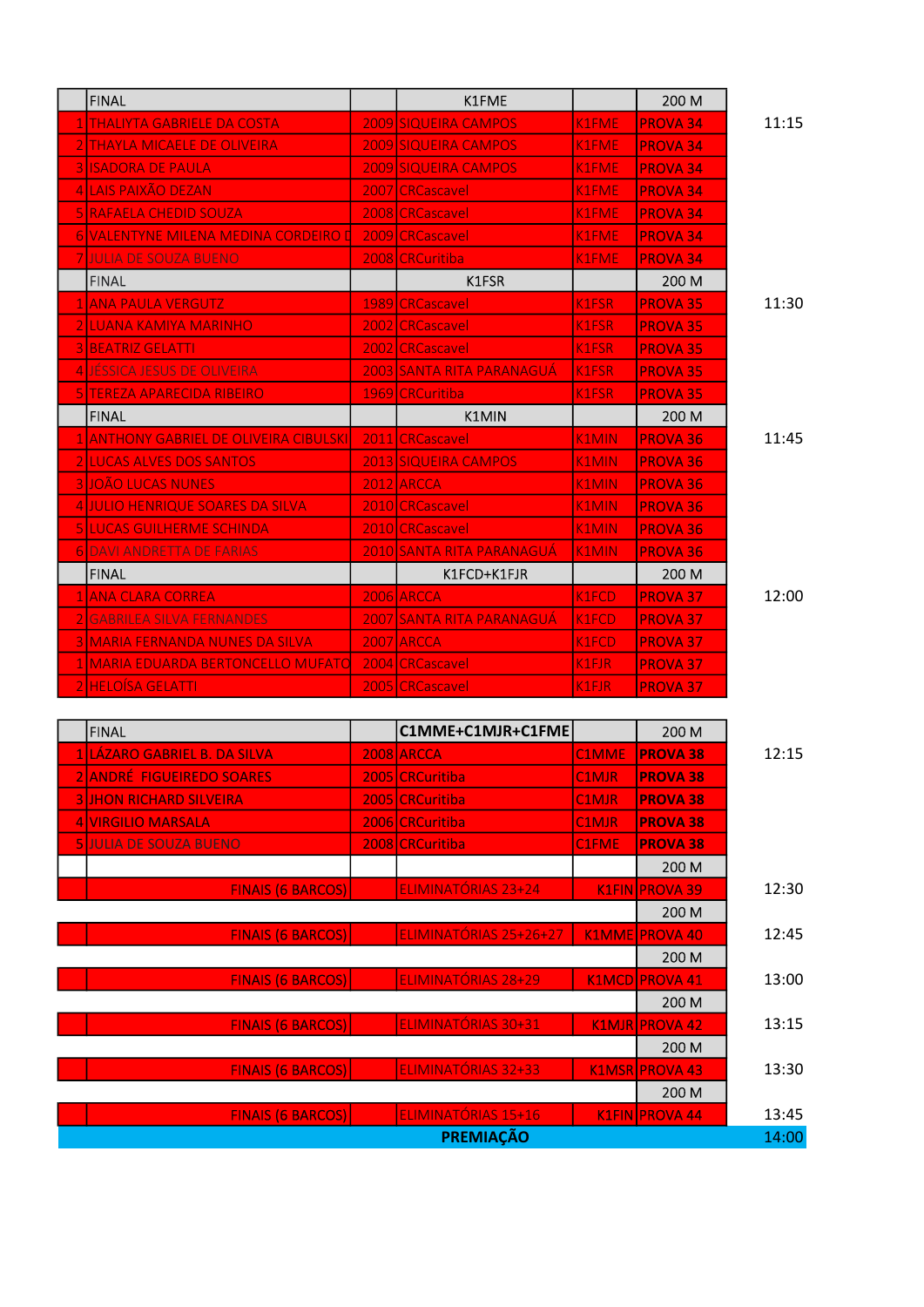| | | | | | | |
|---|---|---|---|---|---|---|
| | FINAL | | K1FME | | 200 M | |
| 1 | THALIYTA GABRIELE DA COSTA | 2009 | SIQUEIRA CAMPOS | K1FME | PROVA 34 | 11:15 |
| 2 | THAYLA MICAELE DE OLIVEIRA | 2009 | SIQUEIRA CAMPOS | K1FME | PROVA 34 | |
| 3 | ISADORA DE PAULA | 2009 | SIQUEIRA CAMPOS | K1FME | PROVA 34 | |
| 4 | LAIS PAIXÃO DEZAN | 2007 | CRCascavel | K1FME | PROVA 34 | |
| 5 | RAFAELA CHEDID SOUZA | 2008 | CRCascavel | K1FME | PROVA 34 | |
| 6 | VALENTYNE MILENA MEDINA CORDEIRO D | 2009 | CRCascavel | K1FME | PROVA 34 | |
| 7 | JULIA DE SOUZA BUENO | 2008 | CRCuritiba | K1FME | PROVA 34 | |
| | FINAL | | K1FSR | | 200 M | |
| 1 | ANA PAULA VERGUTZ | 1989 | CRCascavel | K1FSR | PROVA 35 | 11:30 |
| 2 | LUANA KAMIYA MARINHO | 2002 | CRCascavel | K1FSR | PROVA 35 | |
| 3 | BEATRIZ GELATTI | 2002 | CRCascavel | K1FSR | PROVA 35 | |
| 4 | JÉSSICA JESUS DE OLIVEIRA | 2003 | SANTA RITA PARANAGUÁ | K1FSR | PROVA 35 | |
| 5 | TEREZA APARECIDA RIBEIRO | 1969 | CRCuritiba | K1FSR | PROVA 35 | |
| | FINAL | | K1MIN | | 200 M | |
| 1 | ANTHONY GABRIEL DE OLIVEIRA CIBULSKI | 2011 | CRCascavel | K1MIN | PROVA 36 | 11:45 |
| 2 | LUCAS ALVES DOS SANTOS | 2013 | SIQUEIRA CAMPOS | K1MIN | PROVA 36 | |
| 3 | JOÃO LUCAS NUNES | 2012 | ARCCA | K1MIN | PROVA 36 | |
| 4 | JULIO HENRIQUE SOARES DA SILVA | 2010 | CRCascavel | K1MIN | PROVA 36 | |
| 5 | LUCAS GUILHERME SCHINDA | 2010 | CRCascavel | K1MIN | PROVA 36 | |
| 6 | DAVI ANDRETTA DE FARIAS | 2010 | SANTA RITA PARANAGUÁ | K1MIN | PROVA 36 | |
| | FINAL | | K1FCD+K1FJR | | 200 M | |
| 1 | ANA CLARA CORREA | 2006 | ARCCA | K1FCD | PROVA 37 | 12:00 |
| 2 | GABRILEA SILVA FERNANDES | 2007 | SANTA RITA PARANAGUÁ | K1FCD | PROVA 37 | |
| 3 | MARIA FERNANDA NUNES DA SILVA | 2007 | ARCCA | K1FCD | PROVA 37 | |
| 1 | MARIA EDUARDA BERTONCELLO MUFATO | 2004 | CRCascavel | K1FJR | PROVA 37 | |
| 2 | HELOÍSA GELATTI | 2005 | CRCascavel | K1FJR | PROVA 37 | |

| | | | | | | |
|---|---|---|---|---|---|---|
| | FINAL | | C1MME+C1MJR+C1FME | | 200 M | |
| 1 | LÁZARO GABRIEL B. DA SILVA | 2008 | ARCCA | C1MME | PROVA 38 | 12:15 |
| 2 | ANDRÉ FIGUEIREDO SOARES | 2005 | CRCuritiba | C1MJR | PROVA 38 | |
| 3 | JHON RICHARD SILVEIRA | 2005 | CRCuritiba | C1MJR | PROVA 38 | |
| 4 | VIRGILIO MARSALA | 2006 | CRCuritiba | C1MJR | PROVA 38 | |
| 5 | JULIA DE SOUZA BUENO | 2008 | CRCuritiba | C1FME | PROVA 38 | |
| | | | | | 200 M | |
| | FINAIS (6 BARCOS) | | ELIMINATÓRIAS 23+24 | K1FIN | PROVA 39 | 12:30 |
| | | | | | 200 M | |
| | FINAIS (6 BARCOS) | | ELIMINATÓRIAS 25+26+27 | K1MME | PROVA 40 | 12:45 |
| | | | | | 200 M | |
| | FINAIS (6 BARCOS) | | ELIMINATÓRIAS 28+29 | K1MCD | PROVA 41 | 13:00 |
| | | | | | 200 M | |
| | FINAIS (6 BARCOS) | | ELIMINATÓRIAS 30+31 | K1MJR | PROVA 42 | 13:15 |
| | | | | | 200 M | |
| | FINAIS (6 BARCOS) | | ELIMINATÓRIAS 32+33 | K1MSR | PROVA 43 | 13:30 |
| | | | | | 200 M | |
| | FINAIS (6 BARCOS) | | ELIMINATÓRIAS 15+16 | K1FIN | PROVA 44 | 13:45 |
| | | | **PREMIAÇÃO** | | | 14:00 |